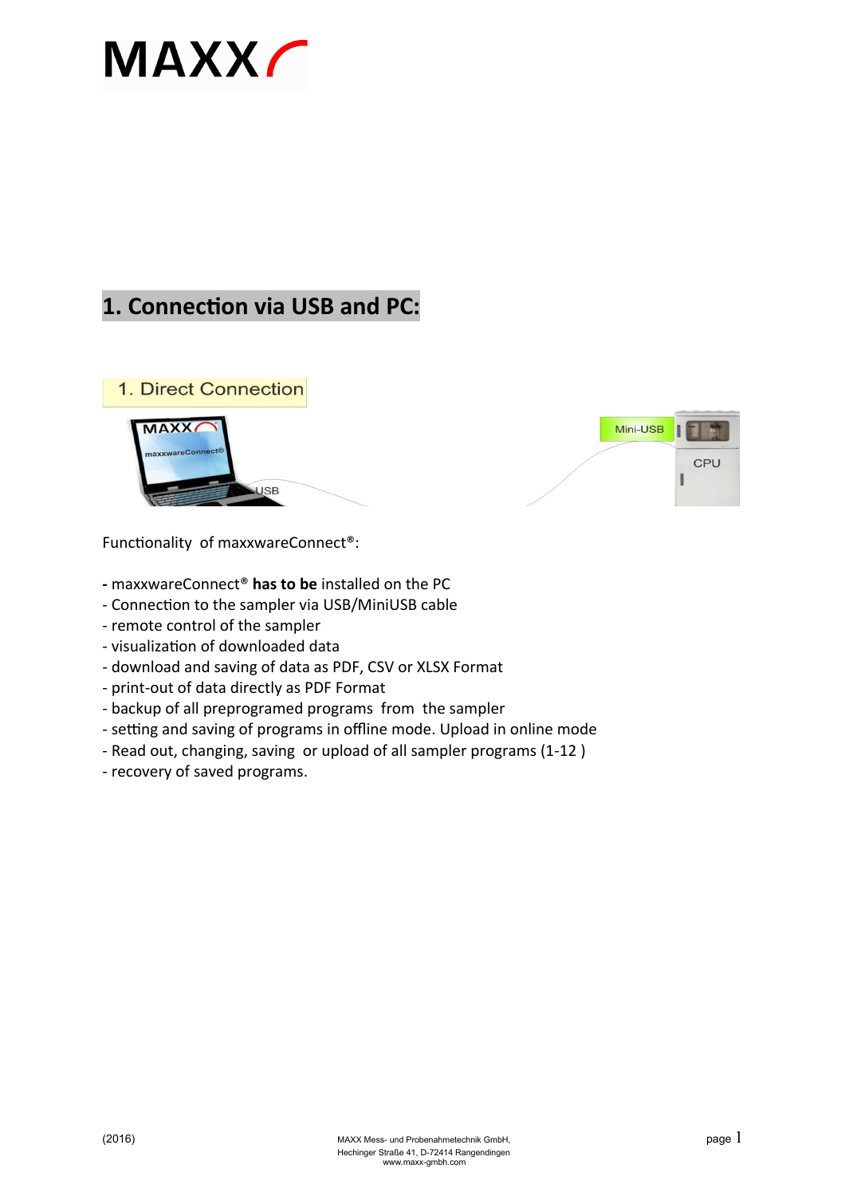MAXX

# 1. Connection via USB and PC:

1. Direct Connection

Functionality of maxxwareConnect®:

- maxxwareConnect® **has to be** installed on the PC
- Connection to the sampler via USB/MiniUSB cable
- remote control of the sampler
- visualization of downloaded data
- download and saving of data as PDF, CSV or XLSX Format
- print-out of data directly as PDF Format
- backup of all preprogramed programs from the sampler
- setting and saving of programs in offline mode. Upload in online mode
- Read out, changing, saving or upload of all sampler programs (1-12 )
- recovery of saved programs.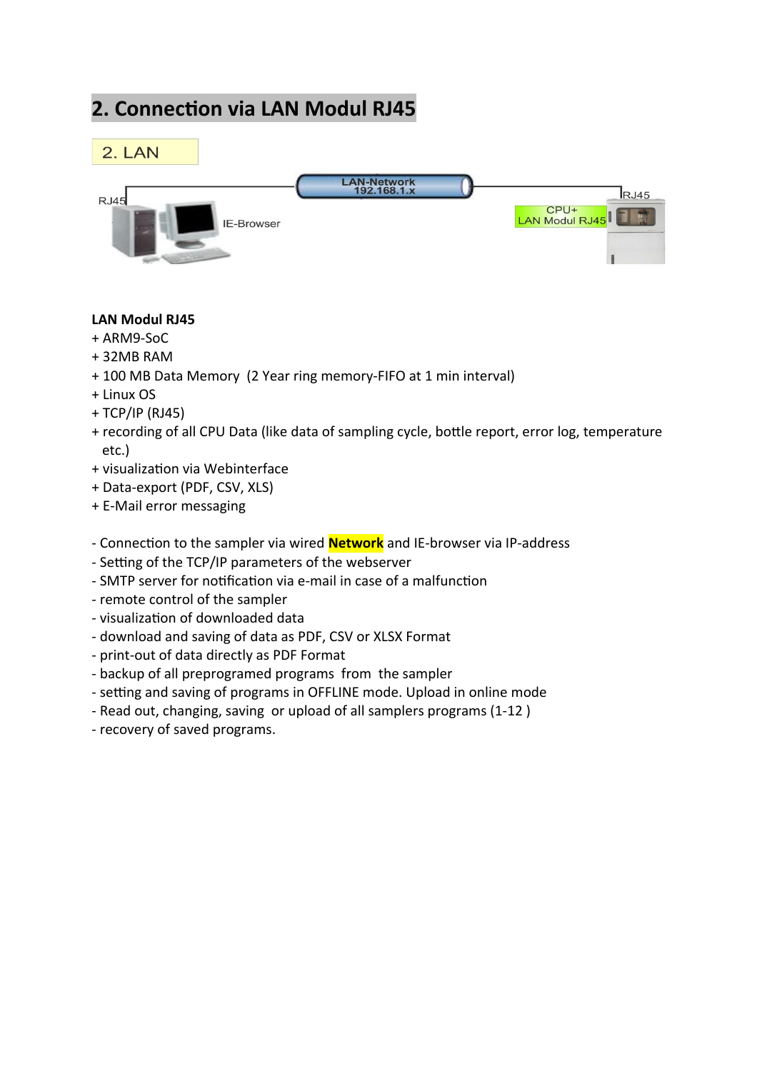## 2. Connection via LAN Modul RJ45

2. LAN

RJ45

LAN-Network
192.168.1.x

RJ45

IE-Browser

CPU+
LAN Modul RJ45

**LAN Modul RJ45**

+ ARM9-SoC
+ 32MB RAM
+ 100 MB Data Memory (2 Year ring memory-FIFO at 1 min interval)
+ Linux OS
+ TCP/IP (RJ45)
+ recording of all CPU Data (like data of sampling cycle, bottle report, error log, temperature etc.)
+ visualization via Webinterface
+ Data-export (PDF, CSV, XLS)
+ E-Mail error messaging

- Connection to the sampler via wired **Network** and IE-browser via IP-address
- Setting of the TCP/IP parameters of the webserver
- SMTP server for notification via e-mail in case of a malfunction
- remote control of the sampler
- visualization of downloaded data
- download and saving of data as PDF, CSV or XLSX Format
- print-out of data directly as PDF Format
- backup of all preprogramed programs from the sampler
- setting and saving of programs in OFFLINE mode. Upload in online mode
- Read out, changing, saving or upload of all samplers programs (1-12 )
- recovery of saved programs.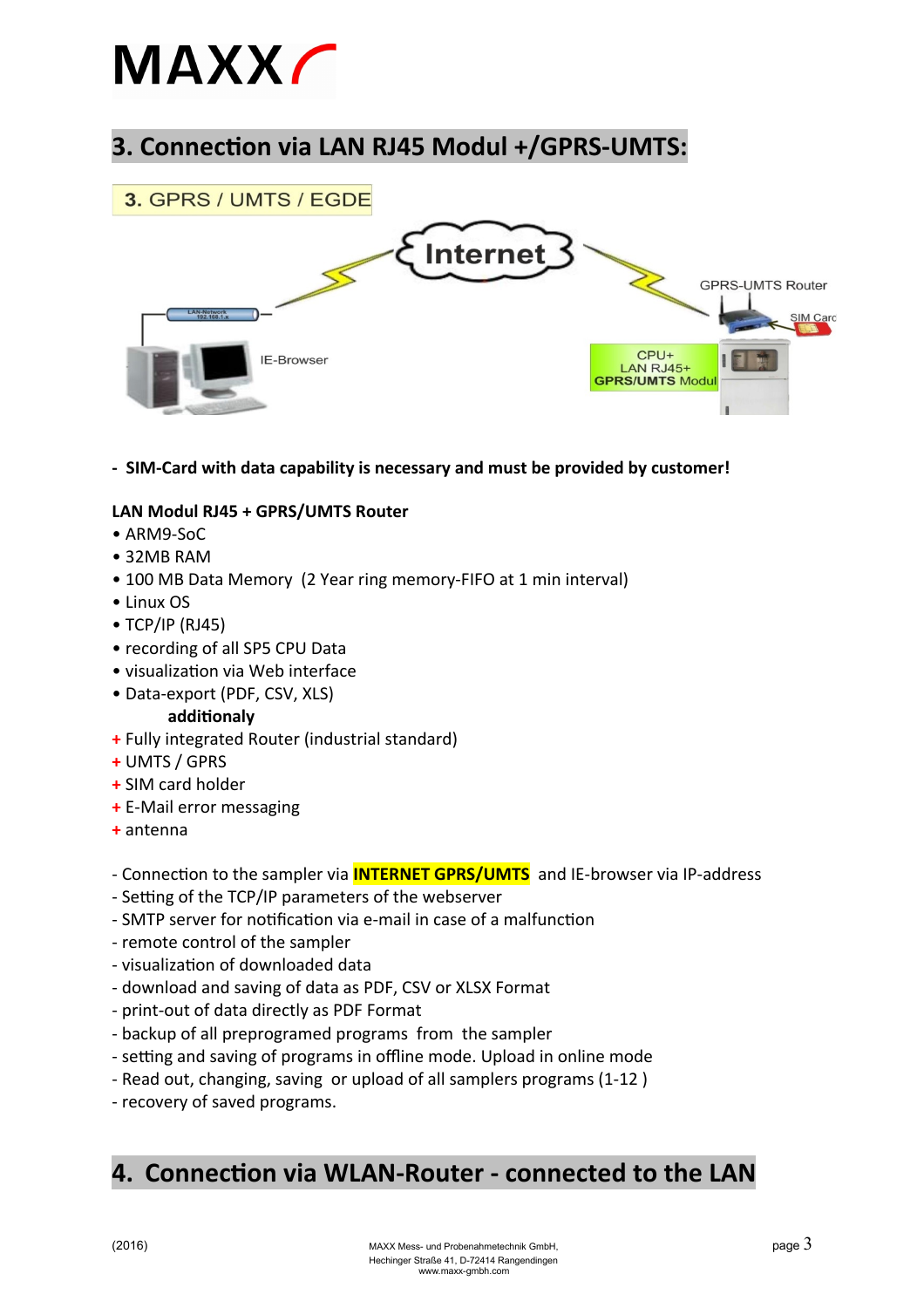## 3. Connection via LAN RJ45 Modul +/GPRS-UMTS:

**3. GPRS / UMTS / EGDE**

Internet

GPRS-UMTS Router

SIM Card

IE-Browser

CPU+
LAN RJ45+
GPRS/UMTS Modul

- **SIM-Card with data capability is necessary and must be provided by customer!**

**LAN Modul RJ45 + GPRS/UMTS Router**

- ARM9-SoC
- 32MB RAM
- 100 MB Data Memory (2 Year ring memory-FIFO at 1 min interval)
- Linux OS
- TCP/IP (RJ45)
- recording of all SP5 CPU Data
- visualization via Web interface
- Data-export (PDF, CSV, XLS)

**additionaly**

+ Fully integrated Router (industrial standard)
+ UMTS / GPRS
+ SIM card holder
+ E-Mail error messaging
+ antenna

- Connection to the sampler via **INTERNET GPRS/UMTS** and IE-browser via IP-address
- Setting of the TCP/IP parameters of the webserver
- SMTP server for notification via e-mail in case of a malfunction
- remote control of the sampler
- visualization of downloaded data
- download and saving of data as PDF, CSV or XLSX Format
- print-out of data directly as PDF Format
- backup of all preprogramed programs from the sampler
- setting and saving of programs in offline mode. Upload in online mode
- Read out, changing, saving or upload of all samplers programs (1-12 )
- recovery of saved programs.

## 4. Connection via WLAN-Router - connected to the LAN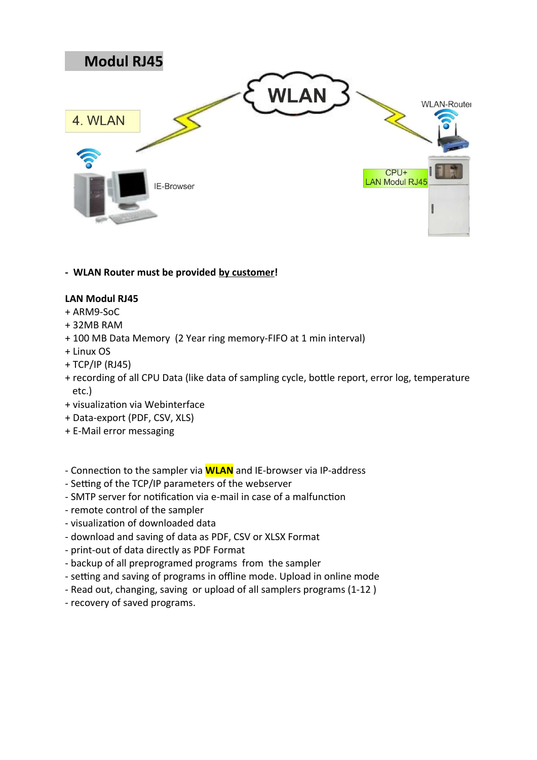# Modul RJ45

4. WLAN

WLAN

WLAN-Router

IE-Browser

CPU+
LAN Modul RJ45

- **WLAN Router must be provided by customer!**

**LAN Modul RJ45**

+ ARM9-SoC
+ 32MB RAM
+ 100 MB Data Memory (2 Year ring memory-FIFO at 1 min interval)
+ Linux OS
+ TCP/IP (RJ45)
+ recording of all CPU Data (like data of sampling cycle, bottle report, error log, temperature etc.)
+ visualization via Webinterface
+ Data-export (PDF, CSV, XLS)
+ E-Mail error messaging

- Connection to the sampler via **WLAN** and IE-browser via IP-address
- Setting of the TCP/IP parameters of the webserver
- SMTP server for notification via e-mail in case of a malfunction
- remote control of the sampler
- visualization of downloaded data
- download and saving of data as PDF, CSV or XLSX Format
- print-out of data directly as PDF Format
- backup of all preprogramed programs from the sampler
- setting and saving of programs in offline mode. Upload in online mode
- Read out, changing, saving or upload of all samplers programs (1-12 )
- recovery of saved programs.